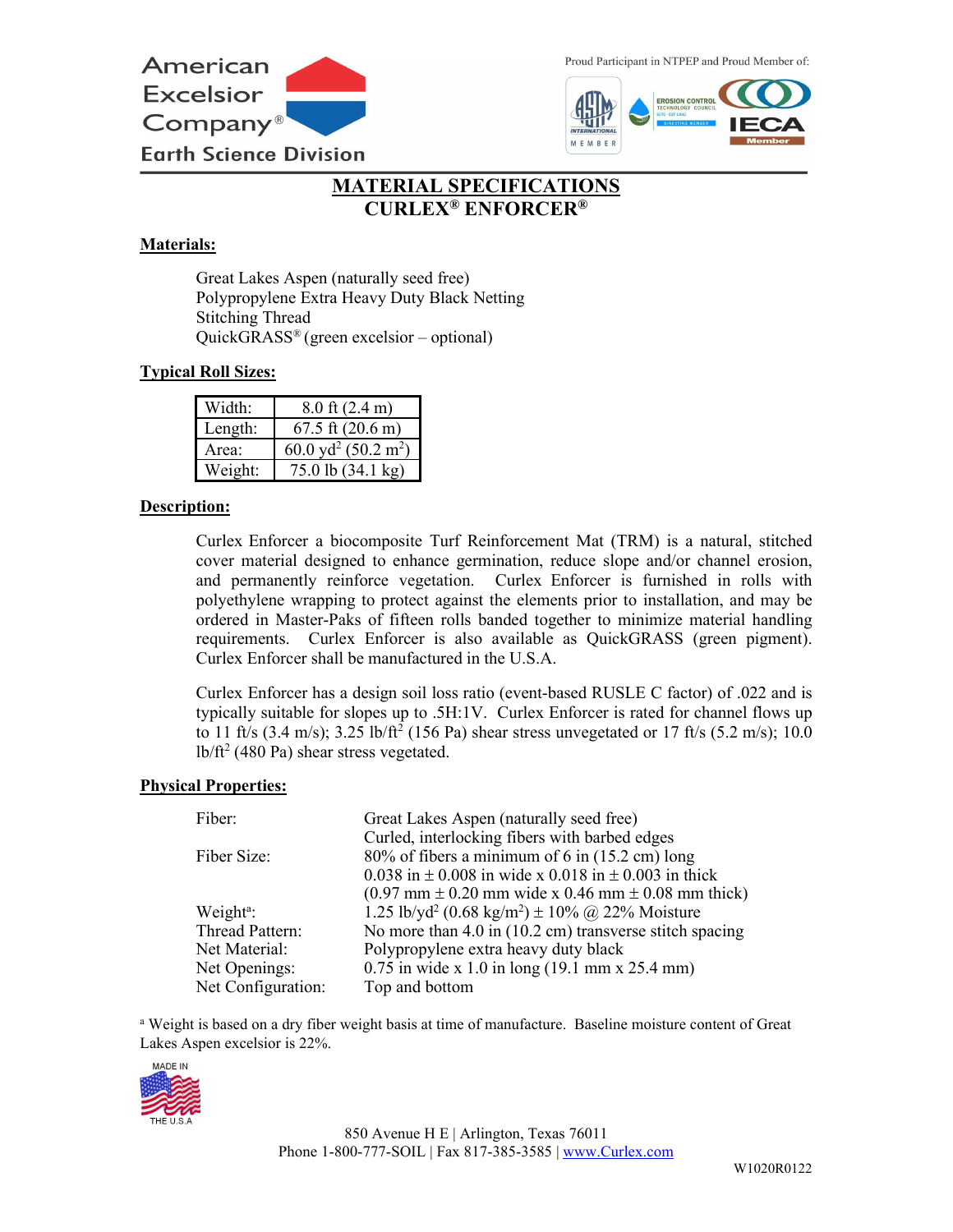American Excelsior Company®

Earth Science Division

Proud Participant in NTPEP and Proud Member of:

# MATERIAL SPECIFICATIONS
# CURLEX® ENFORCER®

## Materials:

Great Lakes Aspen (naturally seed free)
Polypropylene Extra Heavy Duty Black Netting
Stitching Thread
QuickGRASS® (green excelsior – optional)

## Typical Roll Sizes:

| | |
|---|---|
| Width: | 8.0 ft (2.4 m) |
| Length: | 67.5 ft (20.6 m) |
| Area: | 60.0 $yd^2$ (50.2 $m^2$) |
| Weight: | 75.0 lb (34.1 kg) |

## Description:

Curlex Enforcer a biocomposite Turf Reinforcement Mat (TRM) is a natural, stitched cover material designed to enhance germination, reduce slope and/or channel erosion, and permanently reinforce vegetation. Curlex Enforcer is furnished in rolls with polyethylene wrapping to protect against the elements prior to installation, and may be ordered in Master-Paks of fifteen rolls banded together to minimize material handling requirements. Curlex Enforcer is also available as QuickGRASS (green pigment). Curlex Enforcer shall be manufactured in the U.S.A.

Curlex Enforcer has a design soil loss ratio (event-based RUSLE C factor) of .022 and is typically suitable for slopes up to .5H:1V. Curlex Enforcer is rated for channel flows up to 11 ft/s (3.4 m/s); 3.25 lb/$ft^2$ (156 Pa) shear stress unvegetated or 17 ft/s (5.2 m/s); 10.0 lb/$ft^2$ (480 Pa) shear stress vegetated.

## Physical Properties:

| | |
|---|---|
| Fiber: | Great Lakes Aspen (naturally seed free)<br>Curled, interlocking fibers with barbed edges |
| Fiber Size: | 80% of fibers a minimum of 6 in (15.2 cm) long<br>0.038 in ± 0.008 in wide x 0.018 in ± 0.003 in thick<br>(0.97 mm ± 0.20 mm wide x 0.46 mm ± 0.08 mm thick) |
| Weight[a]: | 1.25 lb/$yd^2$ (0.68 kg/$m^2$) ± 10% @ 22% Moisture |
| Thread Pattern: | No more than 4.0 in (10.2 cm) transverse stitch spacing |
| Net Material: | Polypropylene extra heavy duty black |
| Net Openings: | 0.75 in wide x 1.0 in long (19.1 mm x 25.4 mm) |
| Net Configuration: | Top and bottom |

[a] Weight is based on a dry fiber weight basis at time of manufacture. Baseline moisture content of Great Lakes Aspen excelsior is 22%.

MADE IN THE U.S.A

850 Avenue H E | Arlington, Texas 76011
Phone 1-800-777-SOIL | Fax 817-385-3585 | www.Curlex.com

W1020R0122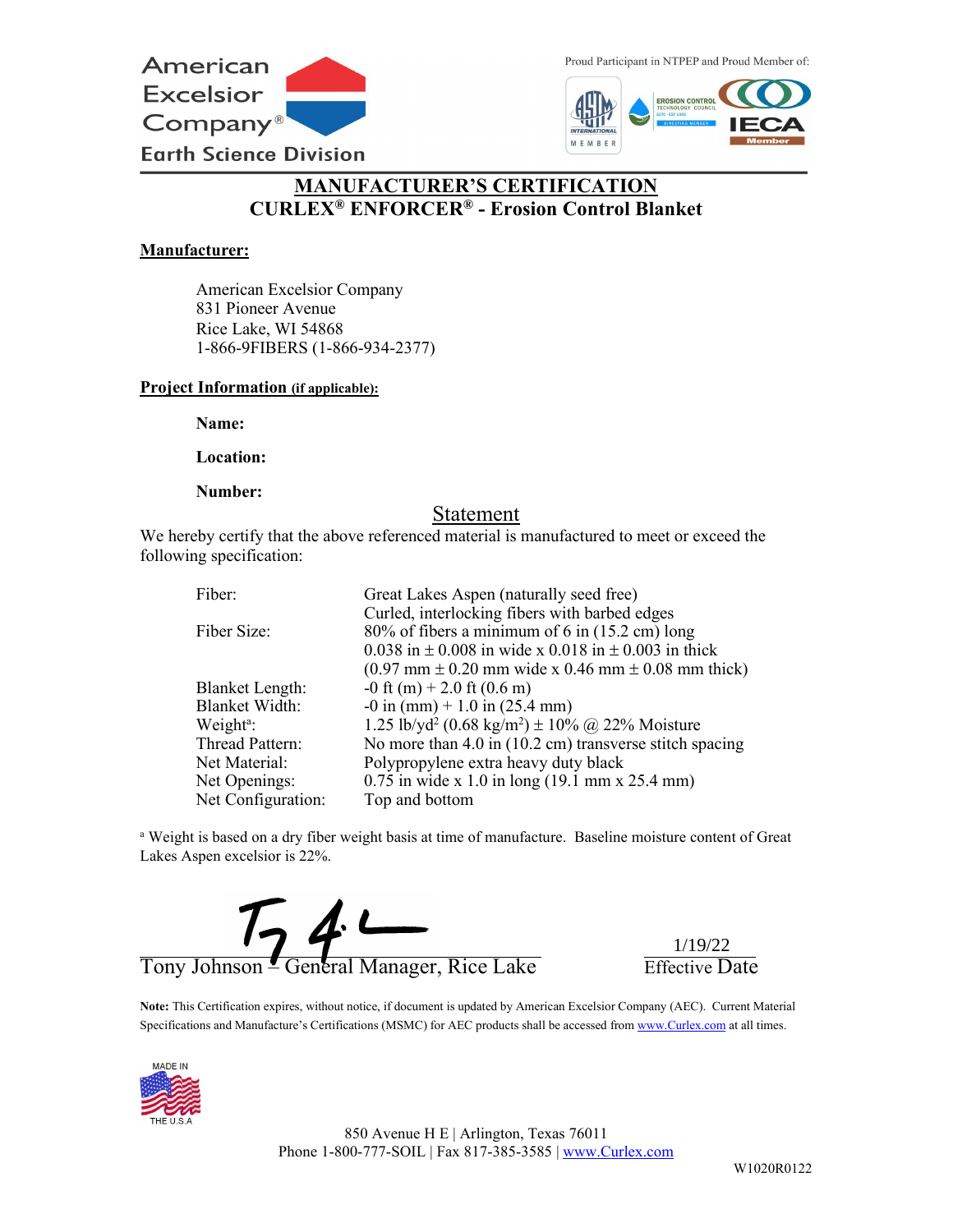American Excelsior Company®
Earth Science Division

Proud Participant in NTPEP and Proud Member of:

# MANUFACTURER'S CERTIFICATION
## CURLEX® ENFORCER® - Erosion Control Blanket

**Manufacturer:**

American Excelsior Company
831 Pioneer Avenue
Rice Lake, WI 54868
1-866-9FIBERS (1-866-934-2377)

**Project Information (if applicable):**

**Name:**

**Location:**

**Number:**

### Statement

We hereby certify that the above referenced material is manufactured to meet or exceed the following specification:

| | |
|---|---|
| Fiber: | Great Lakes Aspen (naturally seed free)<br>Curled, interlocking fibers with barbed edges |
| Fiber Size: | 80% of fibers a minimum of 6 in (15.2 cm) long<br>0.038 in ± 0.008 in wide x 0.018 in ± 0.003 in thick<br>(0.97 mm ± 0.20 mm wide x 0.46 mm ± 0.08 mm thick) |
| Blanket Length: | -0 ft (m) + 2.0 ft (0.6 m) |
| Blanket Width: | -0 in (mm) + 1.0 in (25.4 mm) |
| Weight[a]: | 1.25 lb/yd² (0.68 kg/m²) ± 10% @ 22% Moisture |
| Thread Pattern: | No more than 4.0 in (10.2 cm) transverse stitch spacing |
| Net Material: | Polypropylene extra heavy duty black |
| Net Openings: | 0.75 in wide x 1.0 in long (19.1 mm x 25.4 mm) |
| Net Configuration: | Top and bottom |

[a] Weight is based on a dry fiber weight basis at time of manufacture. Baseline moisture content of Great Lakes Aspen excelsior is 22%.

Tony Johnson – General Manager, Rice Lake

1/19/22
Effective Date

**Note:** This Certification expires, without notice, if document is updated by American Excelsior Company (AEC). Current Material Specifications and Manufacture's Certifications (MSMC) for AEC products shall be accessed from www.Curlex.com at all times.

MADE IN THE U.S.A

850 Avenue H E | Arlington, Texas 76011
Phone 1-800-777-SOIL | Fax 817-385-3585 | www.Curlex.com

W1020R0122